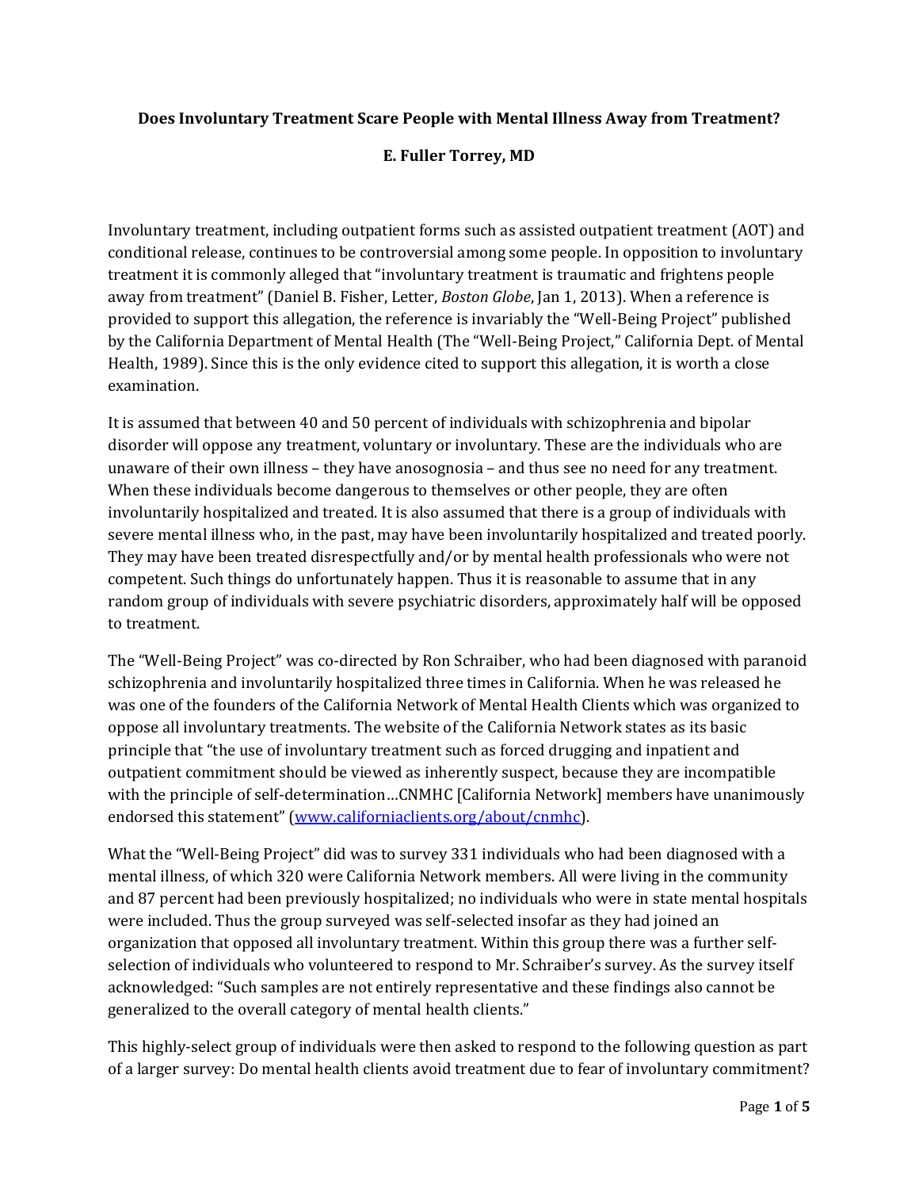**Does Involuntary Treatment Scare People with Mental Illness Away from Treatment?**

**E. Fuller Torrey, MD**

Involuntary treatment, including outpatient forms such as assisted outpatient treatment (AOT) and conditional release, continues to be controversial among some people. In opposition to involuntary treatment it is commonly alleged that "involuntary treatment is traumatic and frightens people away from treatment" (Daniel B. Fisher, Letter, *Boston Globe*, Jan 1, 2013). When a reference is provided to support this allegation, the reference is invariably the "Well-Being Project" published by the California Department of Mental Health (The "Well-Being Project," California Dept. of Mental Health, 1989). Since this is the only evidence cited to support this allegation, it is worth a close examination.

It is assumed that between 40 and 50 percent of individuals with schizophrenia and bipolar disorder will oppose any treatment, voluntary or involuntary. These are the individuals who are unaware of their own illness – they have anosognosia – and thus see no need for any treatment. When these individuals become dangerous to themselves or other people, they are often involuntarily hospitalized and treated. It is also assumed that there is a group of individuals with severe mental illness who, in the past, may have been involuntarily hospitalized and treated poorly. They may have been treated disrespectfully and/or by mental health professionals who were not competent. Such things do unfortunately happen. Thus it is reasonable to assume that in any random group of individuals with severe psychiatric disorders, approximately half will be opposed to treatment.

The "Well-Being Project" was co-directed by Ron Schraiber, who had been diagnosed with paranoid schizophrenia and involuntarily hospitalized three times in California. When he was released he was one of the founders of the California Network of Mental Health Clients which was organized to oppose all involuntary treatments. The website of the California Network states as its basic principle that "the use of involuntary treatment such as forced drugging and inpatient and outpatient commitment should be viewed as inherently suspect, because they are incompatible with the principle of self-determination…CNMHC [California Network] members have unanimously endorsed this statement" (www.californiaclients.org/about/cnmhc).

What the "Well-Being Project" did was to survey 331 individuals who had been diagnosed with a mental illness, of which 320 were California Network members. All were living in the community and 87 percent had been previously hospitalized; no individuals who were in state mental hospitals were included. Thus the group surveyed was self-selected insofar as they had joined an organization that opposed all involuntary treatment. Within this group there was a further self-selection of individuals who volunteered to respond to Mr. Schraiber's survey. As the survey itself acknowledged: "Such samples are not entirely representative and these findings also cannot be generalized to the overall category of mental health clients."

This highly-select group of individuals were then asked to respond to the following question as part of a larger survey: Do mental health clients avoid treatment due to fear of involuntary commitment?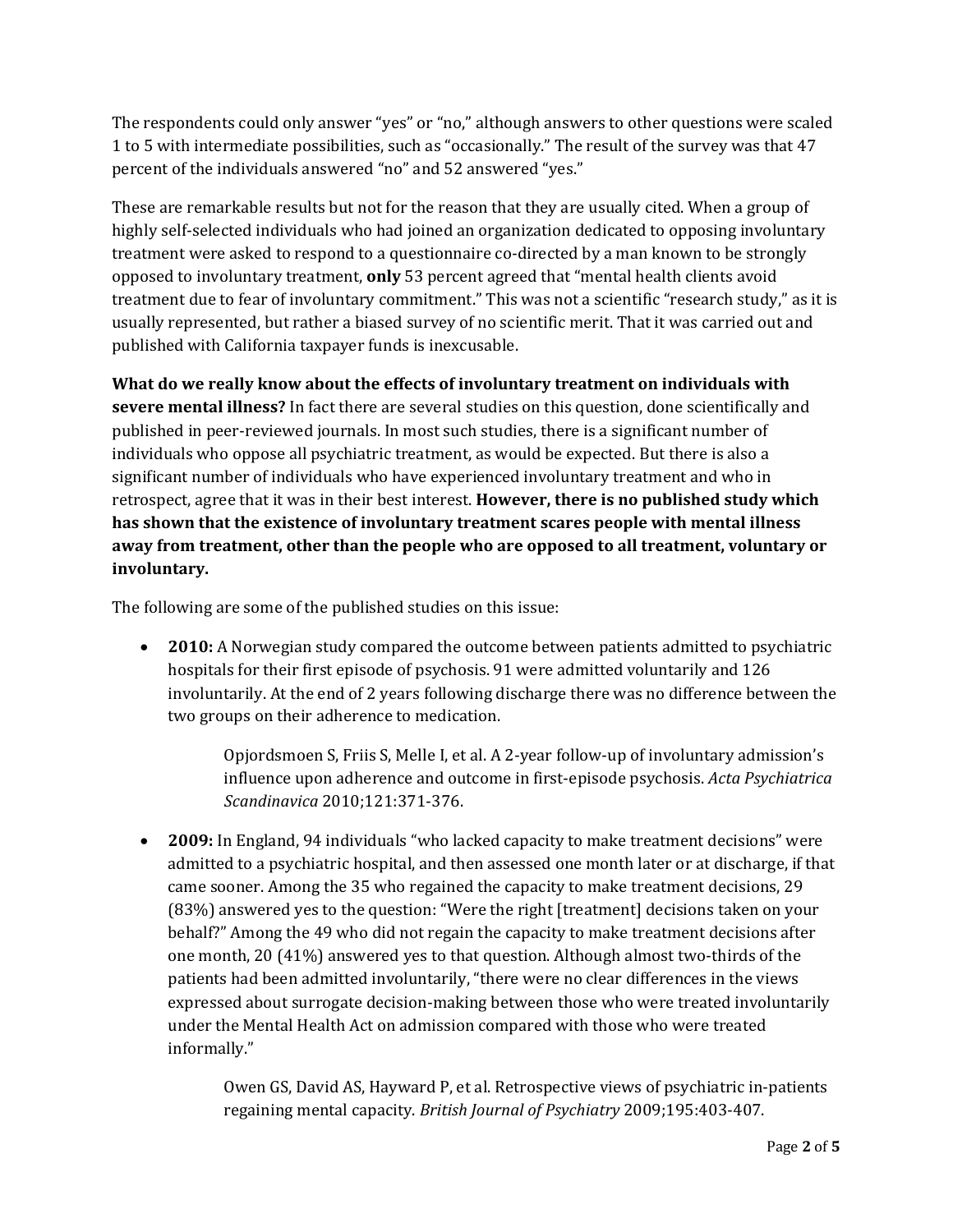The respondents could only answer “yes” or “no,” although answers to other questions were scaled 1 to 5 with intermediate possibilities, such as “occasionally.” The result of the survey was that 47 percent of the individuals answered “no” and 52 answered “yes.”

These are remarkable results but not for the reason that they are usually cited. When a group of highly self-selected individuals who had joined an organization dedicated to opposing involuntary treatment were asked to respond to a questionnaire co-directed by a man known to be strongly opposed to involuntary treatment, **only** 53 percent agreed that “mental health clients avoid treatment due to fear of involuntary commitment.” This was not a scientific “research study,” as it is usually represented, but rather a biased survey of no scientific merit. That it was carried out and published with California taxpayer funds is inexcusable.

**What do we really know about the effects of involuntary treatment on individuals with severe mental illness?** In fact there are several studies on this question, done scientifically and published in peer-reviewed journals. In most such studies, there is a significant number of individuals who oppose all psychiatric treatment, as would be expected. But there is also a significant number of individuals who have experienced involuntary treatment and who in retrospect, agree that it was in their best interest. **However, there is no published study which has shown that the existence of involuntary treatment scares people with mental illness away from treatment, other than the people who are opposed to all treatment, voluntary or involuntary.**

The following are some of the published studies on this issue:

- **2010:** A Norwegian study compared the outcome between patients admitted to psychiatric hospitals for their first episode of psychosis. 91 were admitted voluntarily and 126 involuntarily. At the end of 2 years following discharge there was no difference between the two groups on their adherence to medication.

  > Opjordsmoen S, Friis S, Melle I, et al. A 2-year follow-up of involuntary admission’s influence upon adherence and outcome in first-episode psychosis. *Acta Psychiatrica Scandinavica* 2010;121:371-376.

- **2009:** In England, 94 individuals “who lacked capacity to make treatment decisions” were admitted to a psychiatric hospital, and then assessed one month later or at discharge, if that came sooner. Among the 35 who regained the capacity to make treatment decisions, 29 (83%) answered yes to the question: “Were the right [treatment] decisions taken on your behalf?” Among the 49 who did not regain the capacity to make treatment decisions after one month, 20 (41%) answered yes to that question. Although almost two-thirds of the patients had been admitted involuntarily, “there were no clear differences in the views expressed about surrogate decision-making between those who were treated involuntarily under the Mental Health Act on admission compared with those who were treated informally.”

  > Owen GS, David AS, Hayward P, et al. Retrospective views of psychiatric in-patients regaining mental capacity. *British Journal of Psychiatry* 2009;195:403-407.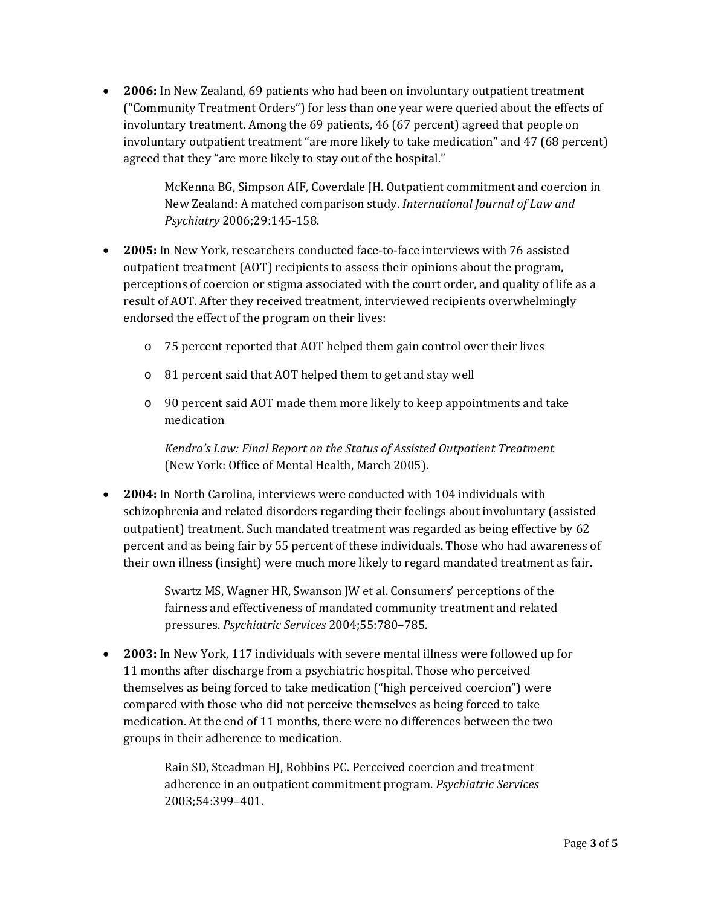- **2006:** In New Zealand, 69 patients who had been on involuntary outpatient treatment ("Community Treatment Orders") for less than one year were queried about the effects of involuntary treatment. Among the 69 patients, 46 (67 percent) agreed that people on involuntary outpatient treatment "are more likely to take medication" and 47 (68 percent) agreed that they "are more likely to stay out of the hospital."

  McKenna BG, Simpson AIF, Coverdale JH. Outpatient commitment and coercion in New Zealand: A matched comparison study. *International Journal of Law and Psychiatry* 2006;29:145-158.

- **2005:** In New York, researchers conducted face-to-face interviews with 76 assisted outpatient treatment (AOT) recipients to assess their opinions about the program, perceptions of coercion or stigma associated with the court order, and quality of life as a result of AOT. After they received treatment, interviewed recipients overwhelmingly endorsed the effect of the program on their lives:

  - 75 percent reported that AOT helped them gain control over their lives
  - 81 percent said that AOT helped them to get and stay well
  - 90 percent said AOT made them more likely to keep appointments and take medication

  *Kendra's Law: Final Report on the Status of Assisted Outpatient Treatment* (New York: Office of Mental Health, March 2005).

- **2004:** In North Carolina, interviews were conducted with 104 individuals with schizophrenia and related disorders regarding their feelings about involuntary (assisted outpatient) treatment. Such mandated treatment was regarded as being effective by 62 percent and as being fair by 55 percent of these individuals. Those who had awareness of their own illness (insight) were much more likely to regard mandated treatment as fair.

  Swartz MS, Wagner HR, Swanson JW et al. Consumers' perceptions of the fairness and effectiveness of mandated community treatment and related pressures. *Psychiatric Services* 2004;55:780–785.

- **2003:** In New York, 117 individuals with severe mental illness were followed up for 11 months after discharge from a psychiatric hospital. Those who perceived themselves as being forced to take medication ("high perceived coercion") were compared with those who did not perceive themselves as being forced to take medication. At the end of 11 months, there were no differences between the two groups in their adherence to medication.

  Rain SD, Steadman HJ, Robbins PC. Perceived coercion and treatment adherence in an outpatient commitment program. *Psychiatric Services* 2003;54:399–401.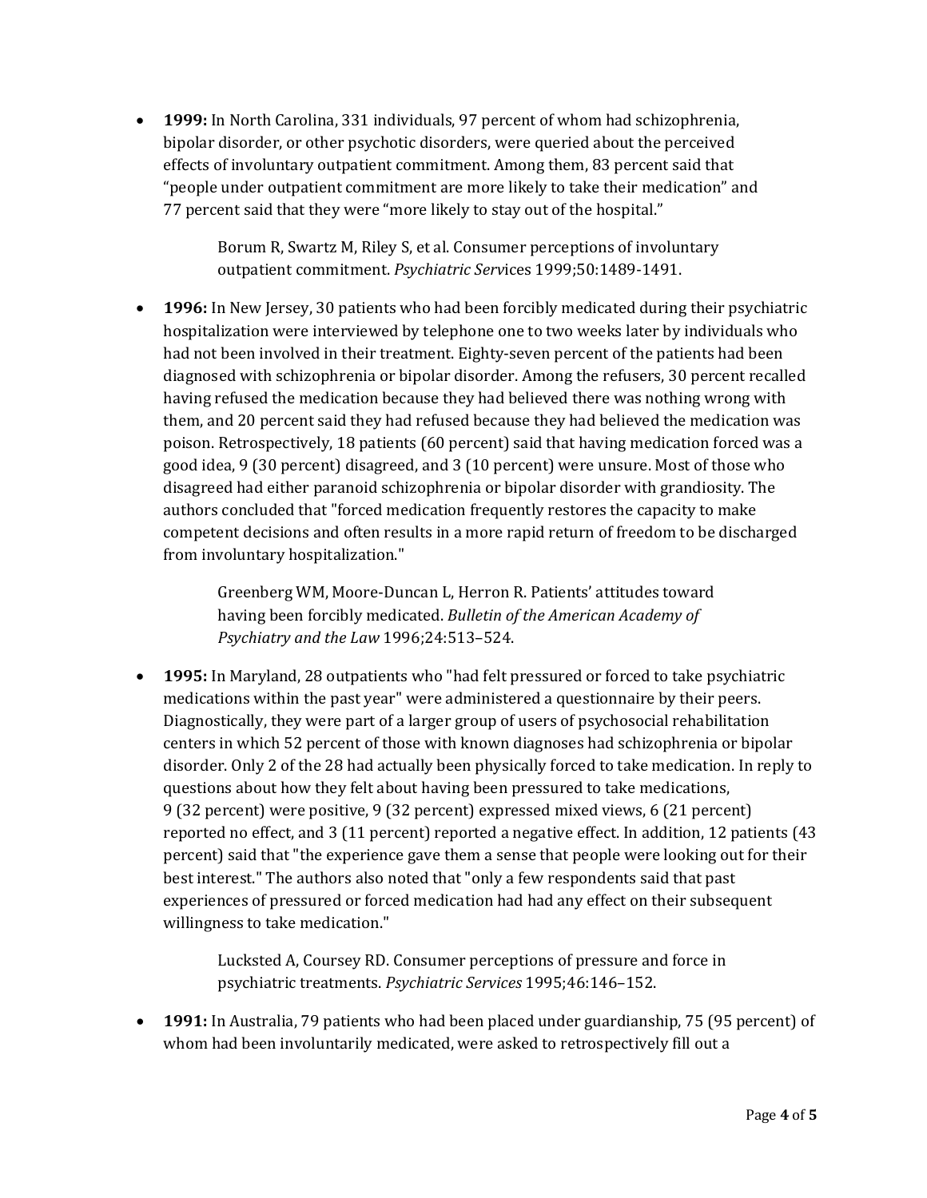- **1999:** In North Carolina, 331 individuals, 97 percent of whom had schizophrenia, bipolar disorder, or other psychotic disorders, were queried about the perceived effects of involuntary outpatient commitment. Among them, 83 percent said that "people under outpatient commitment are more likely to take their medication" and 77 percent said that they were "more likely to stay out of the hospital."

  Borum R, Swartz M, Riley S, et al. Consumer perceptions of involuntary outpatient commitment. *Psychiatric Services* 1999;50:1489-1491.

- **1996:** In New Jersey, 30 patients who had been forcibly medicated during their psychiatric hospitalization were interviewed by telephone one to two weeks later by individuals who had not been involved in their treatment. Eighty-seven percent of the patients had been diagnosed with schizophrenia or bipolar disorder. Among the refusers, 30 percent recalled having refused the medication because they had believed there was nothing wrong with them, and 20 percent said they had refused because they had believed the medication was poison. Retrospectively, 18 patients (60 percent) said that having medication forced was a good idea, 9 (30 percent) disagreed, and 3 (10 percent) were unsure. Most of those who disagreed had either paranoid schizophrenia or bipolar disorder with grandiosity. The authors concluded that "forced medication frequently restores the capacity to make competent decisions and often results in a more rapid return of freedom to be discharged from involuntary hospitalization."

  Greenberg WM, Moore-Duncan L, Herron R. Patients' attitudes toward having been forcibly medicated. *Bulletin of the American Academy of Psychiatry and the Law* 1996;24:513–524.

- **1995:** In Maryland, 28 outpatients who "had felt pressured or forced to take psychiatric medications within the past year" were administered a questionnaire by their peers. Diagnostically, they were part of a larger group of users of psychosocial rehabilitation centers in which 52 percent of those with known diagnoses had schizophrenia or bipolar disorder. Only 2 of the 28 had actually been physically forced to take medication. In reply to questions about how they felt about having been pressured to take medications, 9 (32 percent) were positive, 9 (32 percent) expressed mixed views, 6 (21 percent) reported no effect, and 3 (11 percent) reported a negative effect. In addition, 12 patients (43 percent) said that "the experience gave them a sense that people were looking out for their best interest." The authors also noted that "only a few respondents said that past experiences of pressured or forced medication had had any effect on their subsequent willingness to take medication."

  Lucksted A, Coursey RD. Consumer perceptions of pressure and force in psychiatric treatments. *Psychiatric Services* 1995;46:146–152.

- **1991:** In Australia, 79 patients who had been placed under guardianship, 75 (95 percent) of whom had been involuntarily medicated, were asked to retrospectively fill out a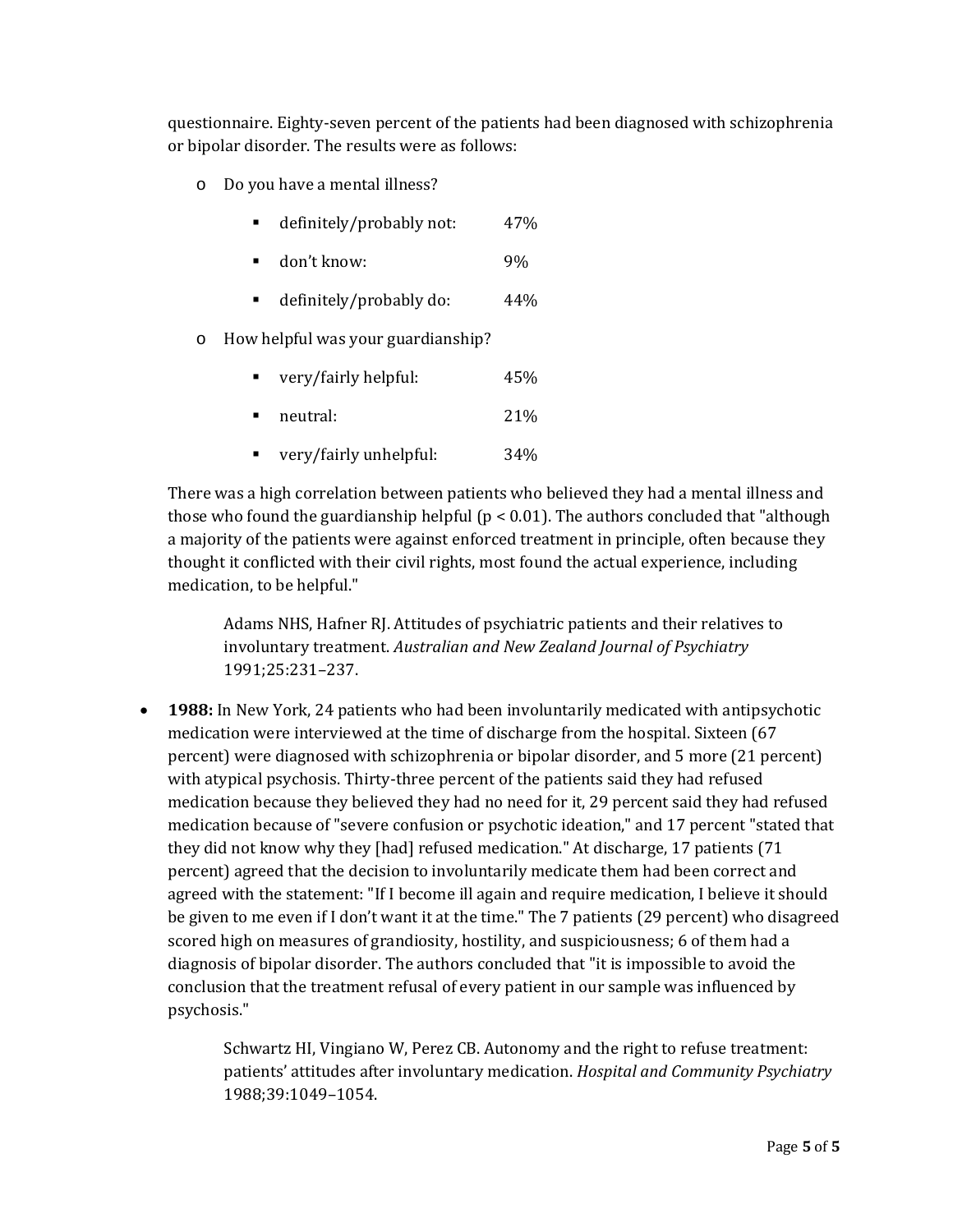questionnaire. Eighty-seven percent of the patients had been diagnosed with schizophrenia or bipolar disorder. The results were as follows:

- Do you have a mental illness?
  - definitely/probably not: 47%
  - don't know: 9%
  - definitely/probably do: 44%
- How helpful was your guardianship?
  - very/fairly helpful: 45%
  - neutral: 21%
  - very/fairly unhelpful: 34%

There was a high correlation between patients who believed they had a mental illness and those who found the guardianship helpful ($p < 0.01$). The authors concluded that "although a majority of the patients were against enforced treatment in principle, often because they thought it conflicted with their civil rights, most found the actual experience, including medication, to be helpful."

> Adams NHS, Hafner RJ. Attitudes of psychiatric patients and their relatives to involuntary treatment. *Australian and New Zealand Journal of Psychiatry* 1991;25:231–237.

- **1988:** In New York, 24 patients who had been involuntarily medicated with antipsychotic medication were interviewed at the time of discharge from the hospital. Sixteen (67 percent) were diagnosed with schizophrenia or bipolar disorder, and 5 more (21 percent) with atypical psychosis. Thirty-three percent of the patients said they had refused medication because they believed they had no need for it, 29 percent said they had refused medication because of "severe confusion or psychotic ideation," and 17 percent "stated that they did not know why they [had] refused medication." At discharge, 17 patients (71 percent) agreed that the decision to involuntarily medicate them had been correct and agreed with the statement: "If I become ill again and require medication, I believe it should be given to me even if I don't want it at the time." The 7 patients (29 percent) who disagreed scored high on measures of grandiosity, hostility, and suspiciousness; 6 of them had a diagnosis of bipolar disorder. The authors concluded that "it is impossible to avoid the conclusion that the treatment refusal of every patient in our sample was influenced by psychosis."

  > Schwartz HI, Vingiano W, Perez CB. Autonomy and the right to refuse treatment: patients' attitudes after involuntary medication. *Hospital and Community Psychiatry* 1988;39:1049–1054.